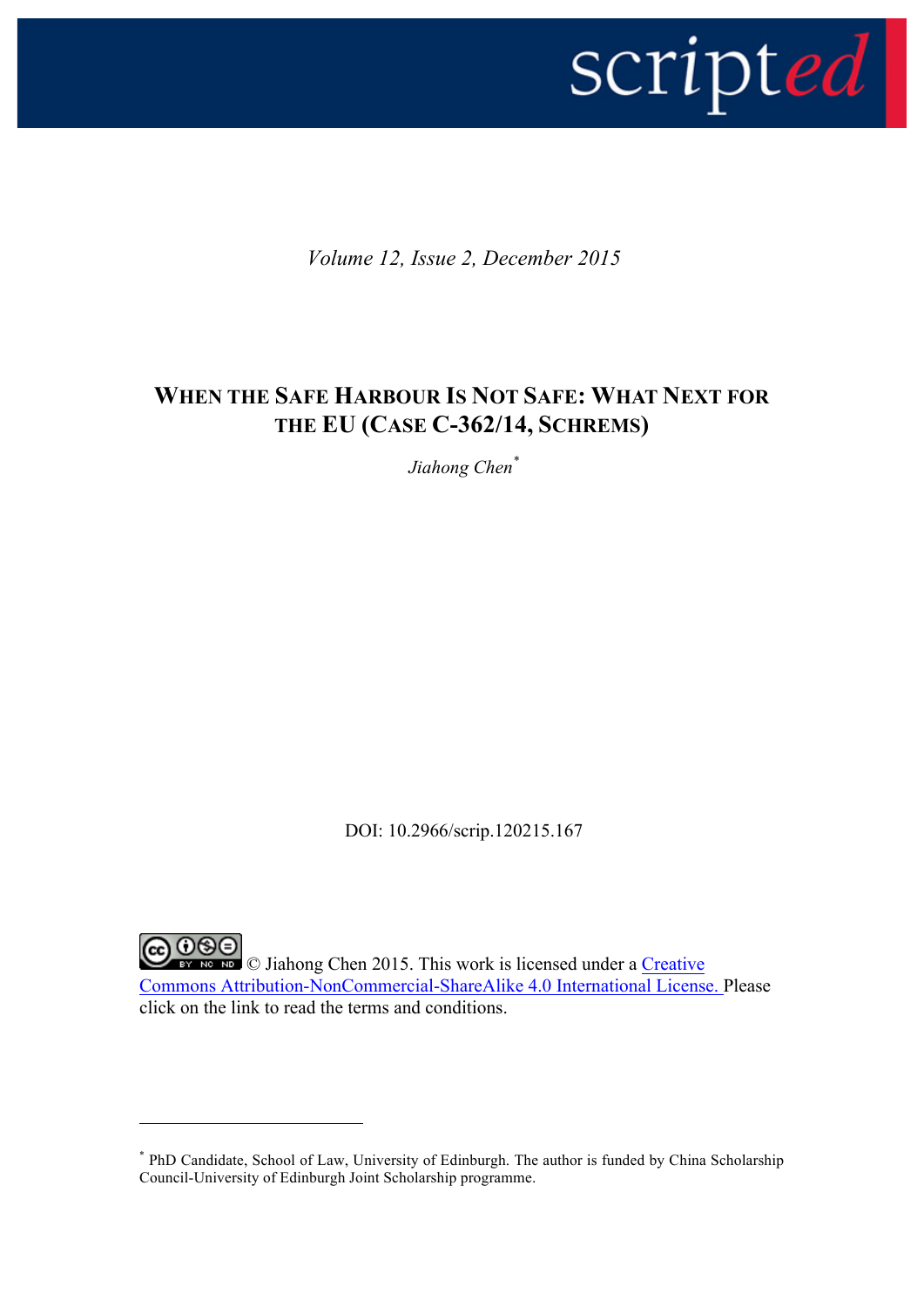*Volume 12, Issue 2, December 2015*

# WHEN THE SAFE HARBOUR IS NOT SAFE: WHAT NEXT FOR THE EU (CASE C-362/14, SCHREMS)

*Jiahong Chen*[*]

DOI: 10.2966/scrip.120215.167

© Jiahong Chen 2015. This work is licensed under a Creative Commons Attribution-NonCommercial-ShareAlike 4.0 International License. Please click on the link to read the terms and conditions.

---

[*] PhD Candidate, School of Law, University of Edinburgh. The author is funded by China Scholarship Council-University of Edinburgh Joint Scholarship programme.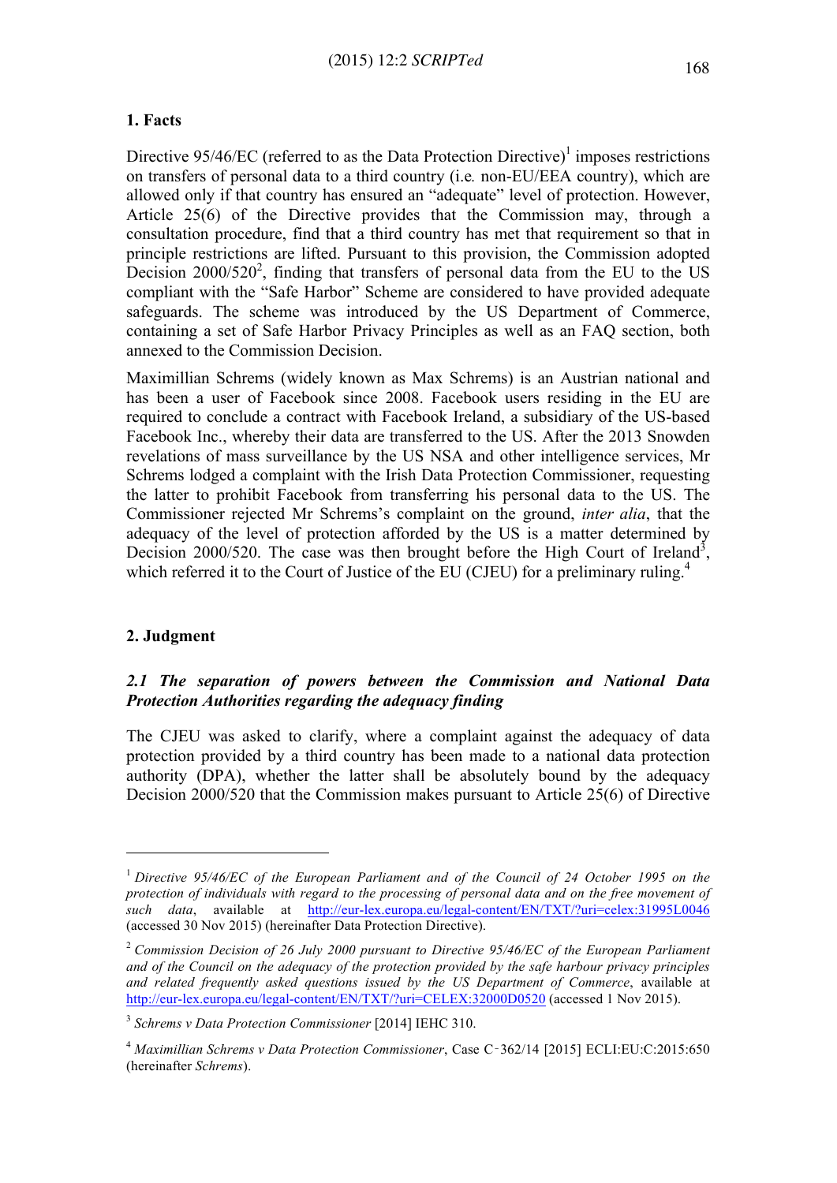## 1. Facts

Directive 95/46/EC (referred to as the Data Protection Directive)[1] imposes restrictions on transfers of personal data to a third country (i.e*.* non-EU/EEA country), which are allowed only if that country has ensured an "adequate" level of protection. However, Article 25(6) of the Directive provides that the Commission may, through a consultation procedure, find that a third country has met that requirement so that in principle restrictions are lifted. Pursuant to this provision, the Commission adopted Decision 2000/520[2], finding that transfers of personal data from the EU to the US compliant with the "Safe Harbor" Scheme are considered to have provided adequate safeguards. The scheme was introduced by the US Department of Commerce, containing a set of Safe Harbor Privacy Principles as well as an FAQ section, both annexed to the Commission Decision.

Maximillian Schrems (widely known as Max Schrems) is an Austrian national and has been a user of Facebook since 2008. Facebook users residing in the EU are required to conclude a contract with Facebook Ireland, a subsidiary of the US-based Facebook Inc., whereby their data are transferred to the US. After the 2013 Snowden revelations of mass surveillance by the US NSA and other intelligence services, Mr Schrems lodged a complaint with the Irish Data Protection Commissioner, requesting the latter to prohibit Facebook from transferring his personal data to the US. The Commissioner rejected Mr Schrems's complaint on the ground, *inter alia*, that the adequacy of the level of protection afforded by the US is a matter determined by Decision 2000/520. The case was then brought before the High Court of Ireland[3], which referred it to the Court of Justice of the EU (CJEU) for a preliminary ruling.[4]

## 2. Judgment

### *2.1 The separation of powers between the Commission and National Data Protection Authorities regarding the adequacy finding*

The CJEU was asked to clarify, where a complaint against the adequacy of data protection provided by a third country has been made to a national data protection authority (DPA), whether the latter shall be absolutely bound by the adequacy Decision 2000/520 that the Commission makes pursuant to Article 25(6) of Directive

---

[1] *Directive 95/46/EC of the European Parliament and of the Council of 24 October 1995 on the protection of individuals with regard to the processing of personal data and on the free movement of such data*, available at http://eur-lex.europa.eu/legal-content/EN/TXT/?uri=celex:31995L0046 (accessed 30 Nov 2015) (hereinafter Data Protection Directive).

[2] *Commission Decision of 26 July 2000 pursuant to Directive 95/46/EC of the European Parliament and of the Council on the adequacy of the protection provided by the safe harbour privacy principles and related frequently asked questions issued by the US Department of Commerce*, available at http://eur-lex.europa.eu/legal-content/EN/TXT/?uri=CELEX:32000D0520 (accessed 1 Nov 2015).

[3] *Schrems v Data Protection Commissioner* [2014] IEHC 310.

[4] *Maximillian Schrems v Data Protection Commissioner*, Case C‑362/14 [2015] ECLI:EU:C:2015:650 (hereinafter *Schrems*).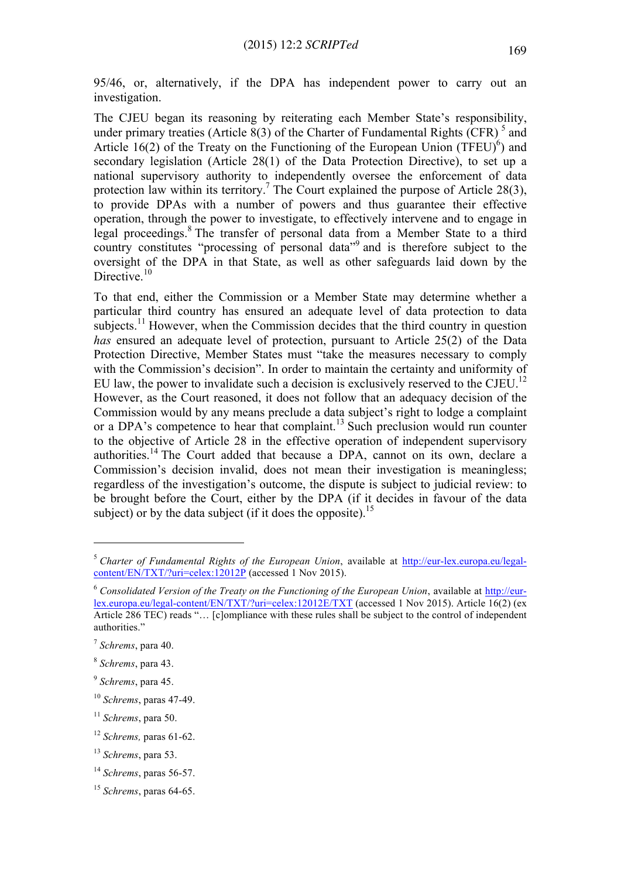95/46, or, alternatively, if the DPA has independent power to carry out an investigation.

The CJEU began its reasoning by reiterating each Member State's responsibility, under primary treaties (Article 8(3) of the Charter of Fundamental Rights (CFR) [5] and Article 16(2) of the Treaty on the Functioning of the European Union (TFEU)[6]) and secondary legislation (Article 28(1) of the Data Protection Directive), to set up a national supervisory authority to independently oversee the enforcement of data protection law within its territory.[7] The Court explained the purpose of Article 28(3), to provide DPAs with a number of powers and thus guarantee their effective operation, through the power to investigate, to effectively intervene and to engage in legal proceedings.[8] The transfer of personal data from a Member State to a third country constitutes "processing of personal data"[9] and is therefore subject to the oversight of the DPA in that State, as well as other safeguards laid down by the Directive.[10]

To that end, either the Commission or a Member State may determine whether a particular third country has ensured an adequate level of data protection to data subjects.[11] However, when the Commission decides that the third country in question *has* ensured an adequate level of protection, pursuant to Article 25(2) of the Data Protection Directive, Member States must "take the measures necessary to comply with the Commission's decision". In order to maintain the certainty and uniformity of EU law, the power to invalidate such a decision is exclusively reserved to the CJEU.[12] However, as the Court reasoned, it does not follow that an adequacy decision of the Commission would by any means preclude a data subject's right to lodge a complaint or a DPA's competence to hear that complaint.[13] Such preclusion would run counter to the objective of Article 28 in the effective operation of independent supervisory authorities.[14] The Court added that because a DPA, cannot on its own, declare a Commission's decision invalid, does not mean their investigation is meaningless; regardless of the investigation's outcome, the dispute is subject to judicial review: to be brought before the Court, either by the DPA (if it decides in favour of the data subject) or by the data subject (if it does the opposite).[15]

---

[5] *Charter of Fundamental Rights of the European Union*, available at http://eur-lex.europa.eu/legal-content/EN/TXT/?uri=celex:12012P (accessed 1 Nov 2015).

[6] *Consolidated Version of the Treaty on the Functioning of the European Union*, available at http://eur-lex.europa.eu/legal-content/EN/TXT/?uri=celex:12012E/TXT (accessed 1 Nov 2015). Article 16(2) (ex Article 286 TEC) reads "… [c]ompliance with these rules shall be subject to the control of independent authorities."

[7] *Schrems*, para 40.

[8] *Schrems*, para 43.

[9] *Schrems*, para 45.

[10] *Schrems*, paras 47-49.

[11] *Schrems*, para 50.

[12] *Schrems,* paras 61-62.

[13] *Schrems*, para 53.

[14] *Schrems*, paras 56-57.

[15] *Schrems*, paras 64-65.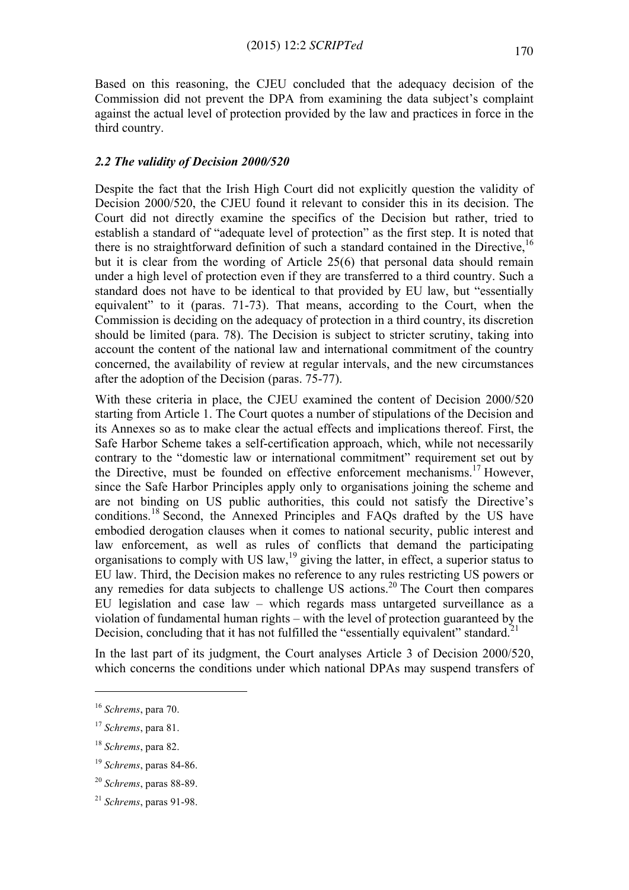Based on this reasoning, the CJEU concluded that the adequacy decision of the Commission did not prevent the DPA from examining the data subject's complaint against the actual level of protection provided by the law and practices in force in the third country.

### *2.2 The validity of Decision 2000/520*

Despite the fact that the Irish High Court did not explicitly question the validity of Decision 2000/520, the CJEU found it relevant to consider this in its decision. The Court did not directly examine the specifics of the Decision but rather, tried to establish a standard of "adequate level of protection" as the first step. It is noted that there is no straightforward definition of such a standard contained in the Directive,[16] but it is clear from the wording of Article 25(6) that personal data should remain under a high level of protection even if they are transferred to a third country. Such a standard does not have to be identical to that provided by EU law, but "essentially equivalent" to it (paras. 71-73). That means, according to the Court, when the Commission is deciding on the adequacy of protection in a third country, its discretion should be limited (para. 78). The Decision is subject to stricter scrutiny, taking into account the content of the national law and international commitment of the country concerned, the availability of review at regular intervals, and the new circumstances after the adoption of the Decision (paras. 75-77).

With these criteria in place, the CJEU examined the content of Decision 2000/520 starting from Article 1. The Court quotes a number of stipulations of the Decision and its Annexes so as to make clear the actual effects and implications thereof. First, the Safe Harbor Scheme takes a self-certification approach, which, while not necessarily contrary to the "domestic law or international commitment" requirement set out by the Directive, must be founded on effective enforcement mechanisms.[17] However, since the Safe Harbor Principles apply only to organisations joining the scheme and are not binding on US public authorities, this could not satisfy the Directive's conditions.[18] Second, the Annexed Principles and FAQs drafted by the US have embodied derogation clauses when it comes to national security, public interest and law enforcement, as well as rules of conflicts that demand the participating organisations to comply with US law,[19] giving the latter, in effect, a superior status to EU law. Third, the Decision makes no reference to any rules restricting US powers or any remedies for data subjects to challenge US actions.[20] The Court then compares EU legislation and case law – which regards mass untargeted surveillance as a violation of fundamental human rights – with the level of protection guaranteed by the Decision, concluding that it has not fulfilled the "essentially equivalent" standard.[21]

In the last part of its judgment, the Court analyses Article 3 of Decision 2000/520, which concerns the conditions under which national DPAs may suspend transfers of

---

[16] *Schrems*, para 70.

[17] *Schrems*, para 81.

[18] *Schrems*, para 82.

[19] *Schrems*, paras 84-86.

[20] *Schrems*, paras 88-89.

[21] *Schrems*, paras 91-98.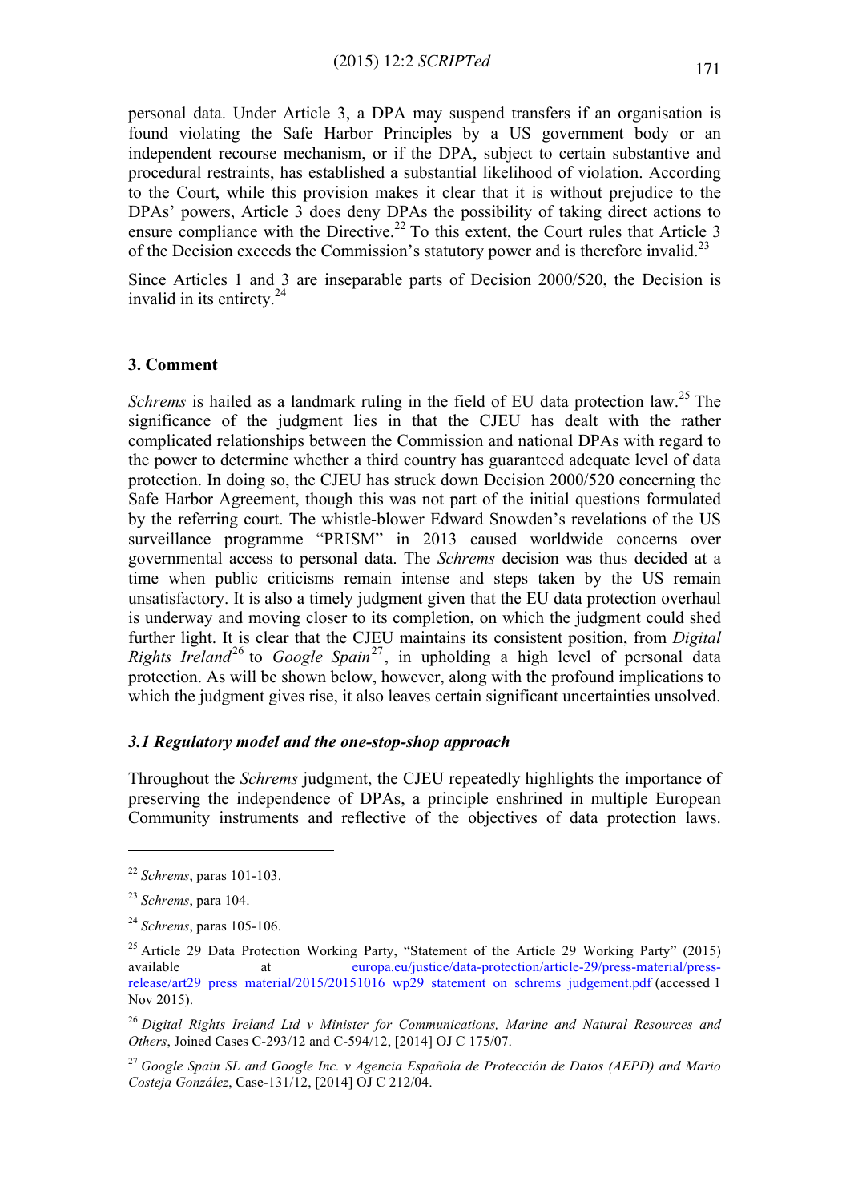personal data. Under Article 3, a DPA may suspend transfers if an organisation is found violating the Safe Harbor Principles by a US government body or an independent recourse mechanism, or if the DPA, subject to certain substantive and procedural restraints, has established a substantial likelihood of violation. According to the Court, while this provision makes it clear that it is without prejudice to the DPAs' powers, Article 3 does deny DPAs the possibility of taking direct actions to ensure compliance with the Directive.[22] To this extent, the Court rules that Article 3 of the Decision exceeds the Commission's statutory power and is therefore invalid.[23]

Since Articles 1 and 3 are inseparable parts of Decision 2000/520, the Decision is invalid in its entirety.[24]

## 3. Comment

*Schrems* is hailed as a landmark ruling in the field of EU data protection law.[25] The significance of the judgment lies in that the CJEU has dealt with the rather complicated relationships between the Commission and national DPAs with regard to the power to determine whether a third country has guaranteed adequate level of data protection. In doing so, the CJEU has struck down Decision 2000/520 concerning the Safe Harbor Agreement, though this was not part of the initial questions formulated by the referring court. The whistle-blower Edward Snowden's revelations of the US surveillance programme "PRISM" in 2013 caused worldwide concerns over governmental access to personal data. The *Schrems* decision was thus decided at a time when public criticisms remain intense and steps taken by the US remain unsatisfactory. It is also a timely judgment given that the EU data protection overhaul is underway and moving closer to its completion, on which the judgment could shed further light. It is clear that the CJEU maintains its consistent position, from *Digital Rights Ireland*[26] to *Google Spain*[27], in upholding a high level of personal data protection. As will be shown below, however, along with the profound implications to which the judgment gives rise, it also leaves certain significant uncertainties unsolved.

### *3.1 Regulatory model and the one-stop-shop approach*

Throughout the *Schrems* judgment, the CJEU repeatedly highlights the importance of preserving the independence of DPAs, a principle enshrined in multiple European Community instruments and reflective of the objectives of data protection laws.

---

[22] *Schrems*, paras 101-103.

[23] *Schrems*, para 104.

[24] *Schrems*, paras 105-106.

[25] Article 29 Data Protection Working Party, "Statement of the Article 29 Working Party" (2015) available at europa.eu/justice/data-protection/article-29/press-material/press-release/art29_press_material/2015/20151016_wp29_statement_on_schrems_judgement.pdf (accessed 1 Nov 2015).

[26] *Digital Rights Ireland Ltd v Minister for Communications, Marine and Natural Resources and Others*, Joined Cases C-293/12 and C-594/12, [2014] OJ C 175/07.

[27] *Google Spain SL and Google Inc. v Agencia Española de Protección de Datos (AEPD) and Mario Costeja González*, Case-131/12, [2014] OJ C 212/04.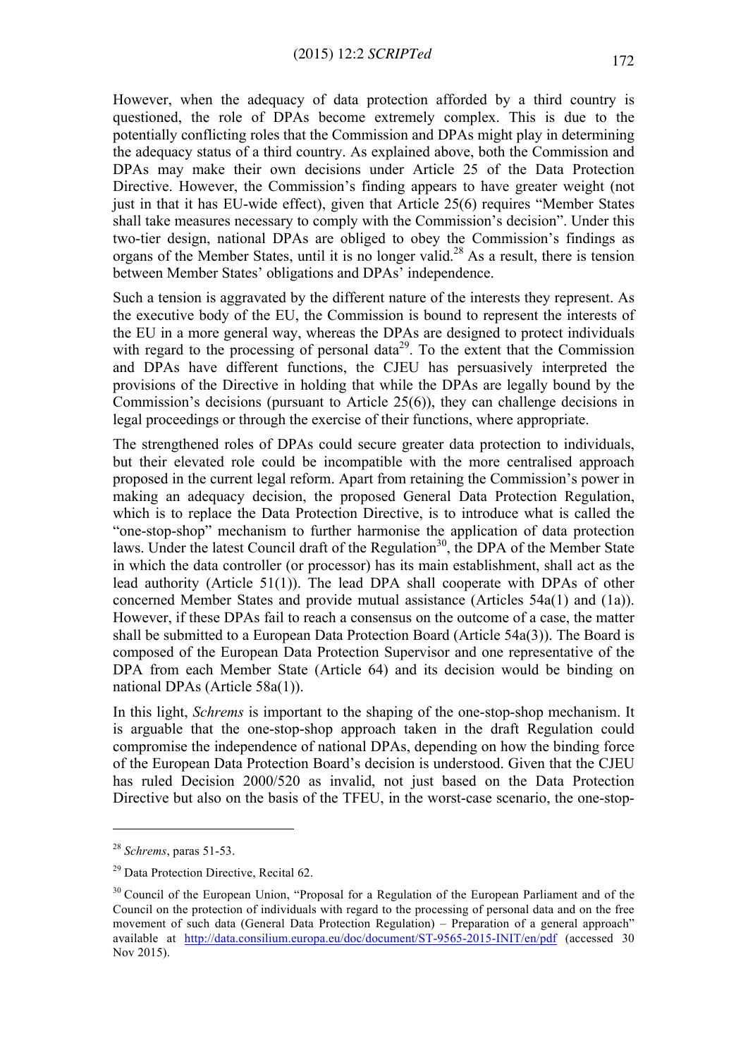However, when the adequacy of data protection afforded by a third country is questioned, the role of DPAs become extremely complex. This is due to the potentially conflicting roles that the Commission and DPAs might play in determining the adequacy status of a third country. As explained above, both the Commission and DPAs may make their own decisions under Article 25 of the Data Protection Directive. However, the Commission's finding appears to have greater weight (not just in that it has EU-wide effect), given that Article 25(6) requires "Member States shall take measures necessary to comply with the Commission's decision". Under this two-tier design, national DPAs are obliged to obey the Commission's findings as organs of the Member States, until it is no longer valid.[28] As a result, there is tension between Member States' obligations and DPAs' independence.

Such a tension is aggravated by the different nature of the interests they represent. As the executive body of the EU, the Commission is bound to represent the interests of the EU in a more general way, whereas the DPAs are designed to protect individuals with regard to the processing of personal data[29]. To the extent that the Commission and DPAs have different functions, the CJEU has persuasively interpreted the provisions of the Directive in holding that while the DPAs are legally bound by the Commission's decisions (pursuant to Article 25(6)), they can challenge decisions in legal proceedings or through the exercise of their functions, where appropriate.

The strengthened roles of DPAs could secure greater data protection to individuals, but their elevated role could be incompatible with the more centralised approach proposed in the current legal reform. Apart from retaining the Commission's power in making an adequacy decision, the proposed General Data Protection Regulation, which is to replace the Data Protection Directive, is to introduce what is called the "one-stop-shop" mechanism to further harmonise the application of data protection laws. Under the latest Council draft of the Regulation[30], the DPA of the Member State in which the data controller (or processor) has its main establishment, shall act as the lead authority (Article 51(1)). The lead DPA shall cooperate with DPAs of other concerned Member States and provide mutual assistance (Articles 54a(1) and (1a)). However, if these DPAs fail to reach a consensus on the outcome of a case, the matter shall be submitted to a European Data Protection Board (Article 54a(3)). The Board is composed of the European Data Protection Supervisor and one representative of the DPA from each Member State (Article 64) and its decision would be binding on national DPAs (Article 58a(1)).

In this light, *Schrems* is important to the shaping of the one-stop-shop mechanism. It is arguable that the one-stop-shop approach taken in the draft Regulation could compromise the independence of national DPAs, depending on how the binding force of the European Data Protection Board's decision is understood. Given that the CJEU has ruled Decision 2000/520 as invalid, not just based on the Data Protection Directive but also on the basis of the TFEU, in the worst-case scenario, the one-stop-

---

[28] *Schrems*, paras 51-53.

[29] Data Protection Directive, Recital 62.

[30] Council of the European Union, "Proposal for a Regulation of the European Parliament and of the Council on the protection of individuals with regard to the processing of personal data and on the free movement of such data (General Data Protection Regulation) – Preparation of a general approach" available at http://data.consilium.europa.eu/doc/document/ST-9565-2015-INIT/en/pdf (accessed 30 Nov 2015).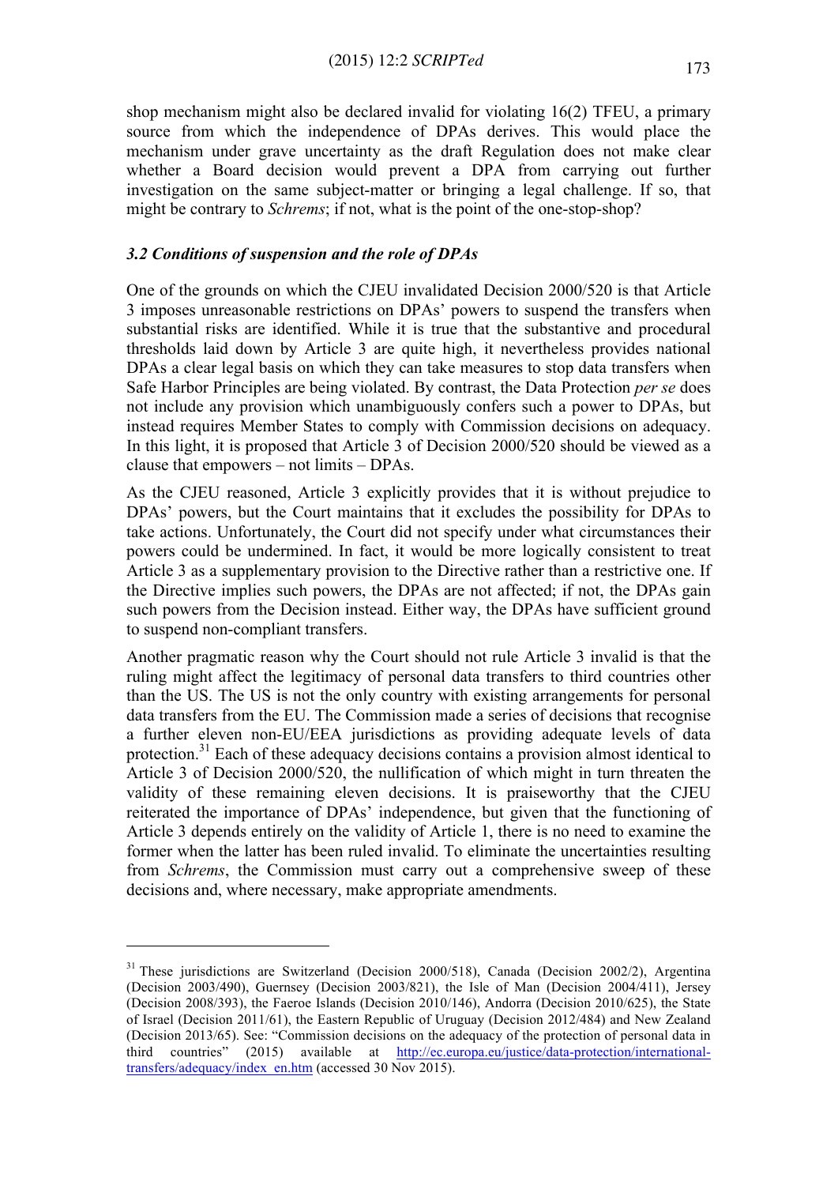shop mechanism might also be declared invalid for violating 16(2) TFEU, a primary source from which the independence of DPAs derives. This would place the mechanism under grave uncertainty as the draft Regulation does not make clear whether a Board decision would prevent a DPA from carrying out further investigation on the same subject-matter or bringing a legal challenge. If so, that might be contrary to *Schrems*; if not, what is the point of the one-stop-shop?

### *3.2 Conditions of suspension and the role of DPAs*

One of the grounds on which the CJEU invalidated Decision 2000/520 is that Article 3 imposes unreasonable restrictions on DPAs' powers to suspend the transfers when substantial risks are identified. While it is true that the substantive and procedural thresholds laid down by Article 3 are quite high, it nevertheless provides national DPAs a clear legal basis on which they can take measures to stop data transfers when Safe Harbor Principles are being violated. By contrast, the Data Protection *per se* does not include any provision which unambiguously confers such a power to DPAs, but instead requires Member States to comply with Commission decisions on adequacy. In this light, it is proposed that Article 3 of Decision 2000/520 should be viewed as a clause that empowers – not limits – DPAs.

As the CJEU reasoned, Article 3 explicitly provides that it is without prejudice to DPAs' powers, but the Court maintains that it excludes the possibility for DPAs to take actions. Unfortunately, the Court did not specify under what circumstances their powers could be undermined. In fact, it would be more logically consistent to treat Article 3 as a supplementary provision to the Directive rather than a restrictive one. If the Directive implies such powers, the DPAs are not affected; if not, the DPAs gain such powers from the Decision instead. Either way, the DPAs have sufficient ground to suspend non-compliant transfers.

Another pragmatic reason why the Court should not rule Article 3 invalid is that the ruling might affect the legitimacy of personal data transfers to third countries other than the US. The US is not the only country with existing arrangements for personal data transfers from the EU. The Commission made a series of decisions that recognise a further eleven non-EU/EEA jurisdictions as providing adequate levels of data protection.[31] Each of these adequacy decisions contains a provision almost identical to Article 3 of Decision 2000/520, the nullification of which might in turn threaten the validity of these remaining eleven decisions. It is praiseworthy that the CJEU reiterated the importance of DPAs' independence, but given that the functioning of Article 3 depends entirely on the validity of Article 1, there is no need to examine the former when the latter has been ruled invalid. To eliminate the uncertainties resulting from *Schrems*, the Commission must carry out a comprehensive sweep of these decisions and, where necessary, make appropriate amendments.

---

[31] These jurisdictions are Switzerland (Decision 2000/518), Canada (Decision 2002/2), Argentina (Decision 2003/490), Guernsey (Decision 2003/821), the Isle of Man (Decision 2004/411), Jersey (Decision 2008/393), the Faeroe Islands (Decision 2010/146), Andorra (Decision 2010/625), the State of Israel (Decision 2011/61), the Eastern Republic of Uruguay (Decision 2012/484) and New Zealand (Decision 2013/65). See: "Commission decisions on the adequacy of the protection of personal data in third countries" (2015) available at http://ec.europa.eu/justice/data-protection/international-transfers/adequacy/index_en.htm (accessed 30 Nov 2015).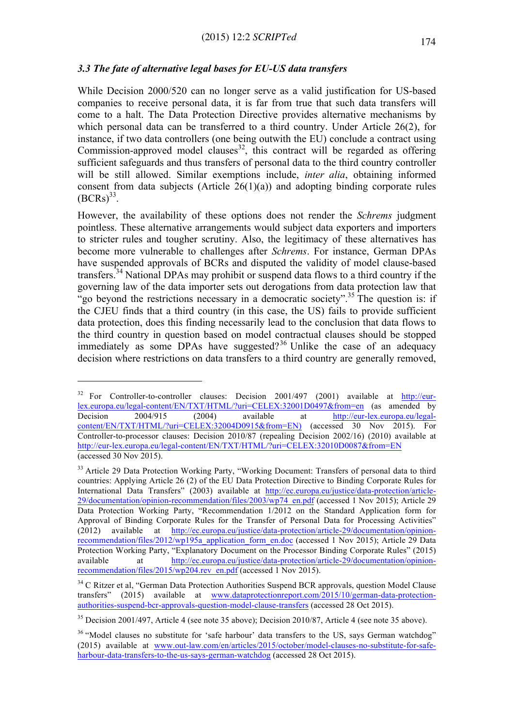### *3.3 The fate of alternative legal bases for EU-US data transfers*

While Decision 2000/520 can no longer serve as a valid justification for US-based companies to receive personal data, it is far from true that such data transfers will come to a halt. The Data Protection Directive provides alternative mechanisms by which personal data can be transferred to a third country. Under Article 26(2), for instance, if two data controllers (one being outwith the EU) conclude a contract using Commission-approved model clauses[32], this contract will be regarded as offering sufficient safeguards and thus transfers of personal data to the third country controller will be still allowed. Similar exemptions include, *inter alia*, obtaining informed consent from data subjects (Article 26(1)(a)) and adopting binding corporate rules (BCRs)[33].

However, the availability of these options does not render the *Schrems* judgment pointless. These alternative arrangements would subject data exporters and importers to stricter rules and tougher scrutiny. Also, the legitimacy of these alternatives has become more vulnerable to challenges after *Schrems*. For instance, German DPAs have suspended approvals of BCRs and disputed the validity of model clause-based transfers.[34] National DPAs may prohibit or suspend data flows to a third country if the governing law of the data importer sets out derogations from data protection law that "go beyond the restrictions necessary in a democratic society".[35] The question is: if the CJEU finds that a third country (in this case, the US) fails to provide sufficient data protection, does this finding necessarily lead to the conclusion that data flows to the third country in question based on model contractual clauses should be stopped immediately as some DPAs have suggested?[36] Unlike the case of an adequacy decision where restrictions on data transfers to a third country are generally removed,

---

[32] For Controller-to-controller clauses: Decision 2001/497 (2001) available at http://eur-lex.europa.eu/legal-content/EN/TXT/HTML/?uri=CELEX:32001D0497&from=en (as amended by Decision 2004/915 (2004) available at http://eur-lex.europa.eu/legal-content/EN/TXT/HTML/?uri=CELEX:32004D0915&from=EN) (accessed 30 Nov 2015). For Controller-to-processor clauses: Decision 2010/87 (repealing Decision 2002/16) (2010) available at http://eur-lex.europa.eu/legal-content/EN/TXT/HTML/?uri=CELEX:32010D0087&from=EN (accessed 30 Nov 2015).

[33] Article 29 Data Protection Working Party, "Working Document: Transfers of personal data to third countries: Applying Article 26 (2) of the EU Data Protection Directive to Binding Corporate Rules for International Data Transfers" (2003) available at http://ec.europa.eu/justice/data-protection/article-29/documentation/opinion-recommendation/files/2003/wp74_en.pdf (accessed 1 Nov 2015); Article 29 Data Protection Working Party, "Recommendation 1/2012 on the Standard Application form for Approval of Binding Corporate Rules for the Transfer of Personal Data for Processing Activities" (2012) available at http://ec.europa.eu/justice/data-protection/article-29/documentation/opinion-recommendation/files/2012/wp195a_application_form_en.doc (accessed 1 Nov 2015); Article 29 Data Protection Working Party, "Explanatory Document on the Processor Binding Corporate Rules" (2015) available at http://ec.europa.eu/justice/data-protection/article-29/documentation/opinion-recommendation/files/2015/wp204.rev_en.pdf (accessed 1 Nov 2015).

[34] C Ritzer et al, "German Data Protection Authorities Suspend BCR approvals, question Model Clause transfers" (2015) available at www.dataprotectionreport.com/2015/10/german-data-protection-authorities-suspend-bcr-approvals-question-model-clause-transfers (accessed 28 Oct 2015).

[35] Decision 2001/497, Article 4 (see note 35 above); Decision 2010/87, Article 4 (see note 35 above).

[36] "Model clauses no substitute for 'safe harbour' data transfers to the US, says German watchdog" (2015) available at www.out-law.com/en/articles/2015/october/model-clauses-no-substitute-for-safe-harbour-data-transfers-to-the-us-says-german-watchdog (accessed 28 Oct 2015).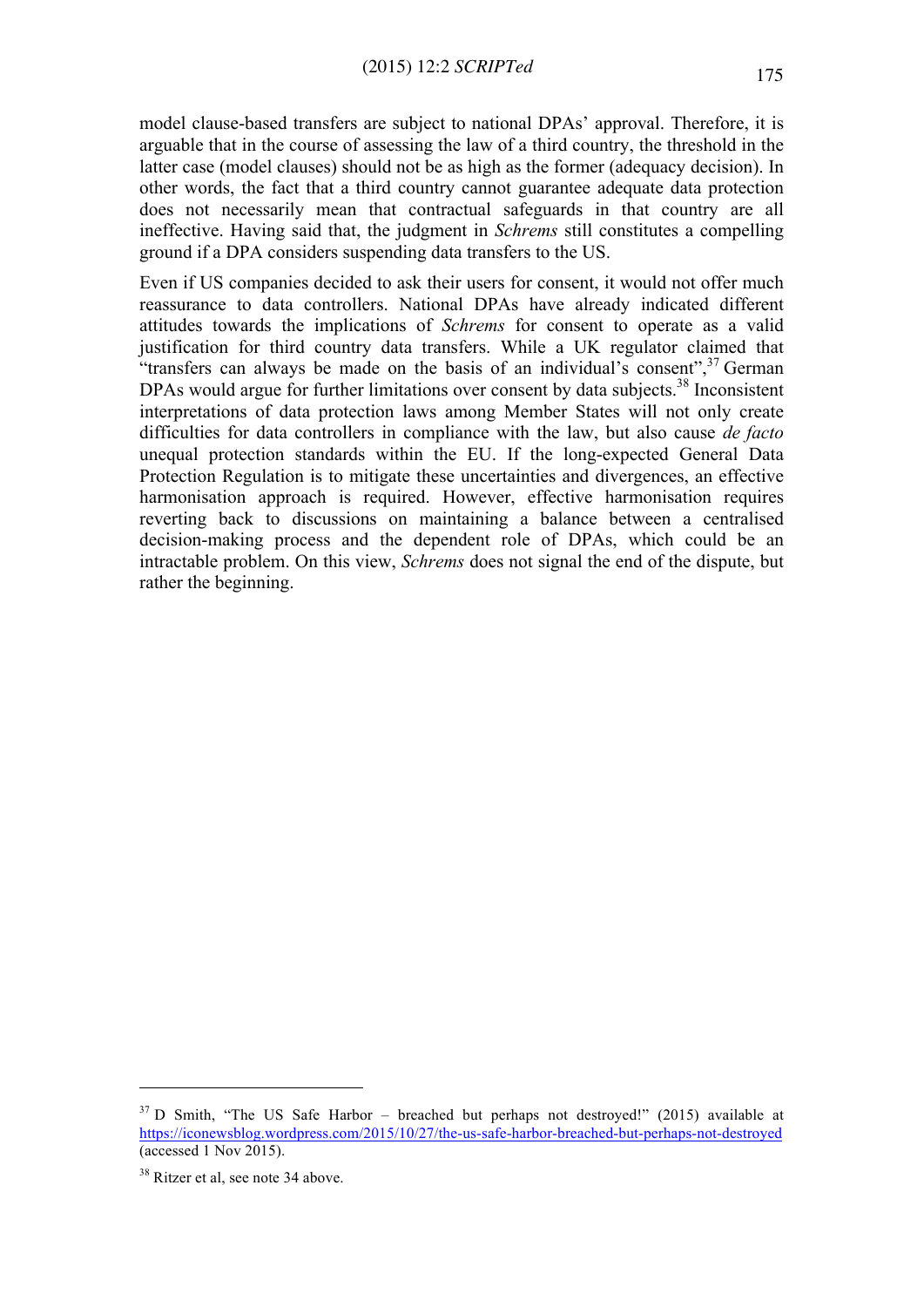model clause-based transfers are subject to national DPAs' approval. Therefore, it is arguable that in the course of assessing the law of a third country, the threshold in the latter case (model clauses) should not be as high as the former (adequacy decision). In other words, the fact that a third country cannot guarantee adequate data protection does not necessarily mean that contractual safeguards in that country are all ineffective. Having said that, the judgment in *Schrems* still constitutes a compelling ground if a DPA considers suspending data transfers to the US.

Even if US companies decided to ask their users for consent, it would not offer much reassurance to data controllers. National DPAs have already indicated different attitudes towards the implications of *Schrems* for consent to operate as a valid justification for third country data transfers. While a UK regulator claimed that "transfers can always be made on the basis of an individual's consent",[37] German DPAs would argue for further limitations over consent by data subjects.[38] Inconsistent interpretations of data protection laws among Member States will not only create difficulties for data controllers in compliance with the law, but also cause *de facto* unequal protection standards within the EU. If the long-expected General Data Protection Regulation is to mitigate these uncertainties and divergences, an effective harmonisation approach is required. However, effective harmonisation requires reverting back to discussions on maintaining a balance between a centralised decision-making process and the dependent role of DPAs, which could be an intractable problem. On this view, *Schrems* does not signal the end of the dispute, but rather the beginning.

---

[37] D Smith, "The US Safe Harbor – breached but perhaps not destroyed!" (2015) available at https://iconewsblog.wordpress.com/2015/10/27/the-us-safe-harbor-breached-but-perhaps-not-destroyed (accessed 1 Nov 2015).

[38] Ritzer et al, see note 34 above.